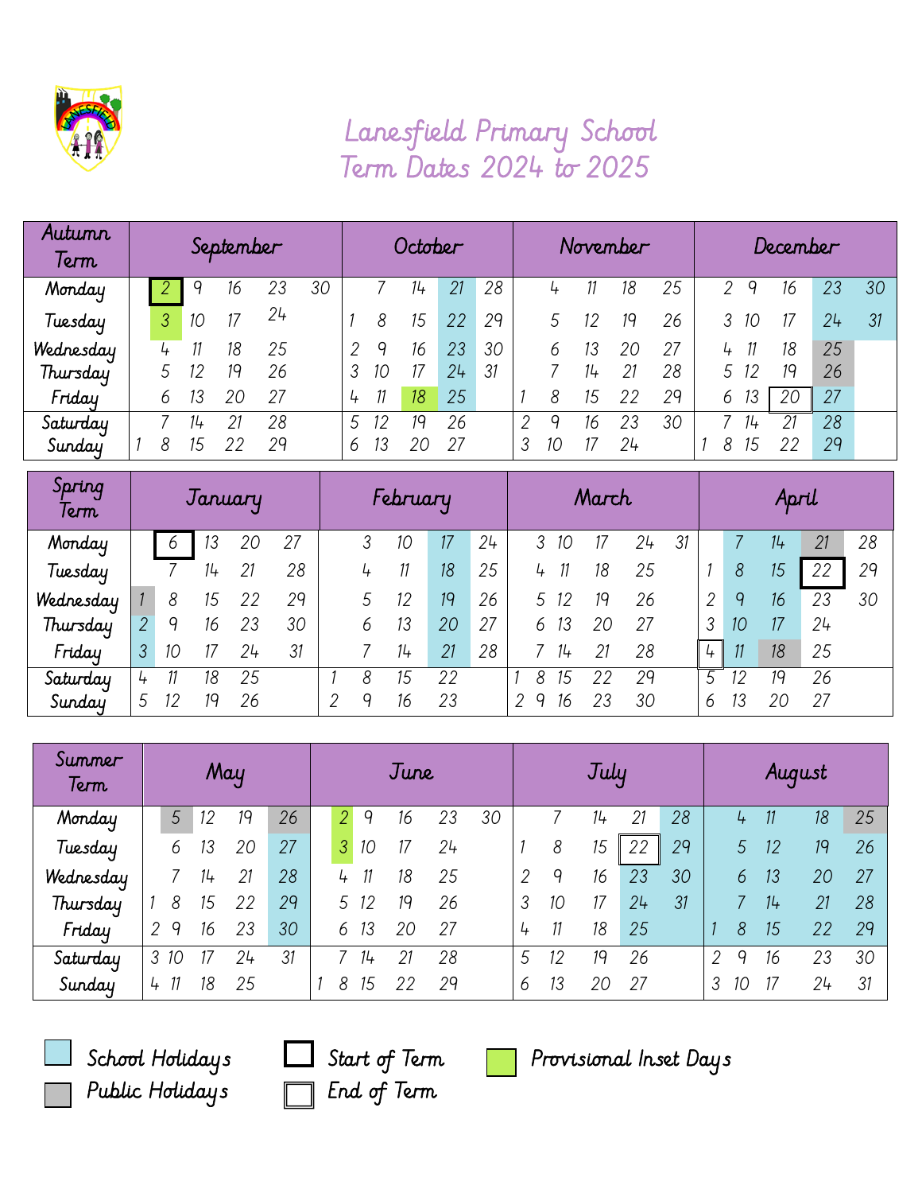# Lanesfield Primary School
## Term Dates 2024 to 2025

| Autumn Term | September | | | | | October | | | | | November | | | | | December | | | | |
|---|---|---|---|---|---|---|---|---|---|---|---|---|---|---|---|---|---|---|---|---|
| Monday | | 2 | 9 | 16 | 23 | 30 | | 7 | 14 | 21 | 28 | | 4 | 11 | 18 | 25 | 2 | 9 | 16 | 23 | 30 |
| Tuesday | | 3 | 10 | 17 | 24 | | 1 | 8 | 15 | 22 | 29 | | 5 | 12 | 19 | 26 | 3 | 10 | 17 | 24 | 31 |
| Wednesday | | 4 | 11 | 18 | 25 | | 2 | 9 | 16 | 23 | 30 | | 6 | 13 | 20 | 27 | 4 | 11 | 18 | 25 | |
| Thursday | | 5 | 12 | 19 | 26 | | 3 | 10 | 17 | 24 | 31 | | 7 | 14 | 21 | 28 | 5 | 12 | 19 | 26 | |
| Friday | | 6 | 13 | 20 | 27 | | 4 | 11 | 18 | 25 | | 1 | 8 | 15 | 22 | 29 | 6 | 13 | 20 | 27 | |
| Saturday | | 7 | 14 | 21 | 28 | | 5 | 12 | 19 | 26 | | 2 | 9 | 16 | 23 | 30 | 7 | 14 | 21 | 28 | |
| Sunday | 1 | 8 | 15 | 22 | 29 | | 6 | 13 | 20 | 27 | | 3 | 10 | 17 | 24 | | 1 | 8 | 15 | 22 | 29 |

| Spring Term | January | | | | | February | | | | | March | | | | | April | | | | |
|---|---|---|---|---|---|---|---|---|---|---|---|---|---|---|---|---|---|---|---|---|
| Monday | | 6 | 13 | 20 | 27 | | 3 | 10 | 17 | 24 | | 3 | 10 | 17 | 24 | 31 | | 7 | 14 | 21 | 28 |
| Tuesday | | 7 | 14 | 21 | 28 | | 4 | 11 | 18 | 25 | | 4 | 11 | 18 | 25 | | 1 | 8 | 15 | 22 | 29 |
| Wednesday | 1 | 8 | 15 | 22 | 29 | | 5 | 12 | 19 | 26 | | 5 | 12 | 19 | 26 | | 2 | 9 | 16 | 23 | 30 |
| Thursday | 2 | 9 | 16 | 23 | 30 | | 6 | 13 | 20 | 27 | | 6 | 13 | 20 | 27 | | 3 | 10 | 17 | 24 | |
| Friday | 3 | 10 | 17 | 24 | 31 | | 7 | 14 | 21 | 28 | | 7 | 14 | 21 | 28 | | 4 | 11 | 18 | 25 | |
| Saturday | 4 | 11 | 18 | 25 | | 1 | 8 | 15 | 22 | | 1 | 8 | 15 | 22 | 29 | | 5 | 12 | 19 | 26 | |
| Sunday | 5 | 12 | 19 | 26 | | 2 | 9 | 16 | 23 | | 2 | 9 | 16 | 23 | 30 | | 6 | 13 | 20 | 27 | |

| Summer Term | May | | | | | June | | | | | July | | | | | August | | | | |
|---|---|---|---|---|---|---|---|---|---|---|---|---|---|---|---|---|---|---|---|---|
| Monday | | 5 | 12 | 19 | 26 | | 2 | 9 | 16 | 23 | 30 | | 7 | 14 | 21 | 28 | | 4 | 11 | 18 | 25 |
| Tuesday | | 6 | 13 | 20 | 27 | | 3 | 10 | 17 | 24 | | 1 | 8 | 15 | 22 | 29 | | 5 | 12 | 19 | 26 |
| Wednesday | | 7 | 14 | 21 | 28 | | 4 | 11 | 18 | 25 | | 2 | 9 | 16 | 23 | 30 | | 6 | 13 | 20 | 27 |
| Thursday | 1 | 8 | 15 | 22 | 29 | | 5 | 12 | 19 | 26 | | 3 | 10 | 17 | 24 | 31 | | 7 | 14 | 21 | 28 |
| Friday | 2 | 9 | 16 | 23 | 30 | | 6 | 13 | 20 | 27 | | 4 | 11 | 18 | 25 | | 1 | 8 | 15 | 22 | 29 |
| Saturday | 3 | 10 | 17 | 24 | 31 | | 7 | 14 | 21 | 28 | | 5 | 12 | 19 | 26 | | 2 | 9 | 16 | 23 | 30 |
| Sunday | 4 | 11 | 18 | 25 | | 1 | 8 | 15 | 22 | 29 | | 6 | 13 | 20 | 27 | | 3 | 10 | 17 | 24 | 31 |

**Key:**
- School Holidays
- Public Holidays
- Start of Term
- End of Term
- Provisional Inset Days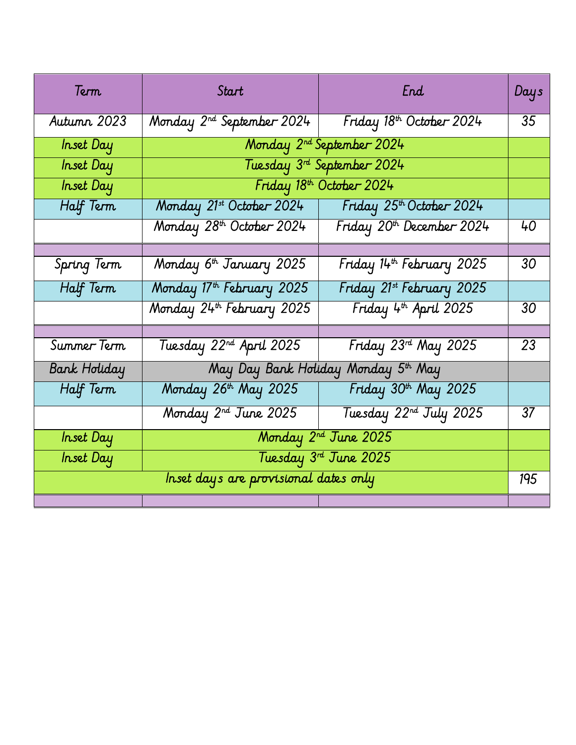| Term | Start | End | Days |
|---|---|---|---|
| Autumn 2023 | Monday 2nd September 2024 | Friday 18th October 2024 | 35 |
| Inset Day | Monday 2nd September 2024 | | |
| Inset Day | Tuesday 3rd September 2024 | | |
| Inset Day | Friday 18th October 2024 | | |
| Half Term | Monday 21st October 2024 | Friday 25th October 2024 | |
| | Monday 28th October 2024 | Friday 20th December 2024 | 40 |
| | | | |
| Spring Term | Monday 6th January 2025 | Friday 14th February 2025 | 30 |
| Half Term | Monday 17th February 2025 | Friday 21st February 2025 | |
| | Monday 24th February 2025 | Friday 4th April 2025 | 30 |
| | | | |
| Summer Term | Tuesday 22nd April 2025 | Friday 23rd May 2025 | 23 |
| Bank Holiday | May Day Bank Holiday Monday 5th May | | |
| Half Term | Monday 26th May 2025 | Friday 30th May 2025 | |
| | Monday 2nd June 2025 | Tuesday 22nd July 2025 | 37 |
| Inset Day | Monday 2nd June 2025 | | |
| Inset Day | Tuesday 3rd June 2025 | | |
| Inset days are provisional dates only | | | 195 |
| | | | |